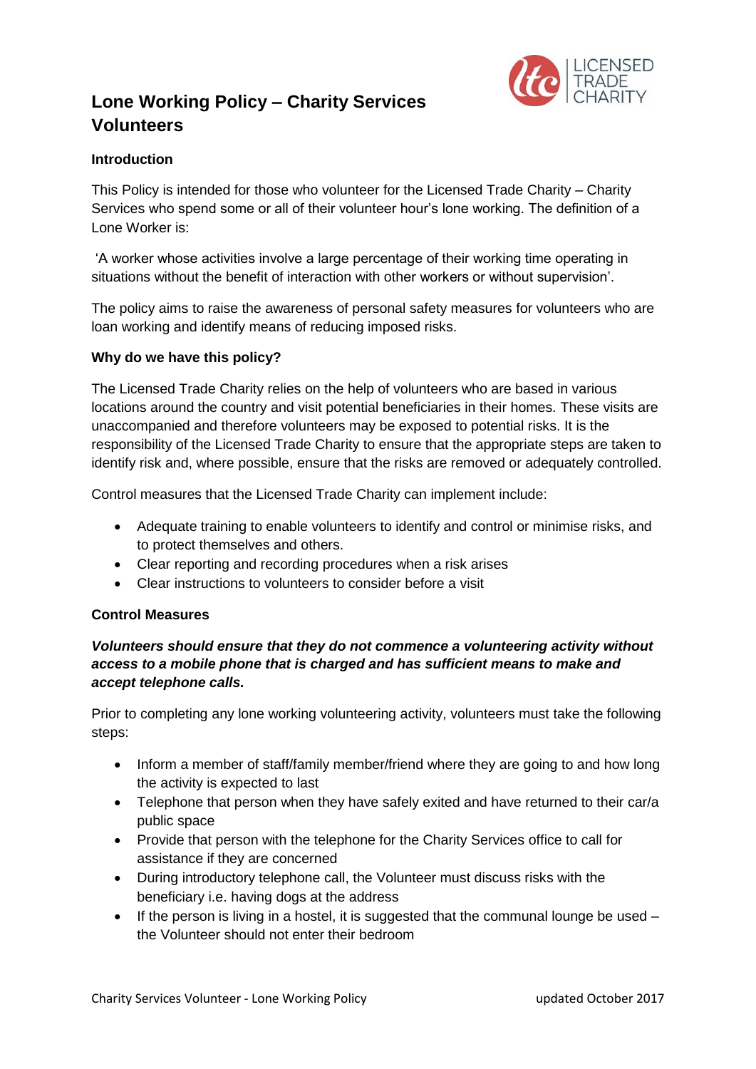# Lone Working Policy – Charity Services Volunteers

**Introduction**

This Policy is intended for those who volunteer for the Licensed Trade Charity – Charity Services who spend some or all of their volunteer hour's lone working. The definition of a Lone Worker is:

'A worker whose activities involve a large percentage of their working time operating in situations without the benefit of interaction with other workers or without supervision'.

The policy aims to raise the awareness of personal safety measures for volunteers who are loan working and identify means of reducing imposed risks.

**Why do we have this policy?**

The Licensed Trade Charity relies on the help of volunteers who are based in various locations around the country and visit potential beneficiaries in their homes. These visits are unaccompanied and therefore volunteers may be exposed to potential risks. It is the responsibility of the Licensed Trade Charity to ensure that the appropriate steps are taken to identify risk and, where possible, ensure that the risks are removed or adequately controlled.

Control measures that the Licensed Trade Charity can implement include:

- Adequate training to enable volunteers to identify and control or minimise risks, and to protect themselves and others.
- Clear reporting and recording procedures when a risk arises
- Clear instructions to volunteers to consider before a visit

**Control Measures**

***Volunteers should ensure that they do not commence a volunteering activity without access to a mobile phone that is charged and has sufficient means to make and accept telephone calls.***

Prior to completing any lone working volunteering activity, volunteers must take the following steps:

- Inform a member of staff/family member/friend where they are going to and how long the activity is expected to last
- Telephone that person when they have safely exited and have returned to their car/a public space
- Provide that person with the telephone for the Charity Services office to call for assistance if they are concerned
- During introductory telephone call, the Volunteer must discuss risks with the beneficiary i.e. having dogs at the address
- If the person is living in a hostel, it is suggested that the communal lounge be used – the Volunteer should not enter their bedroom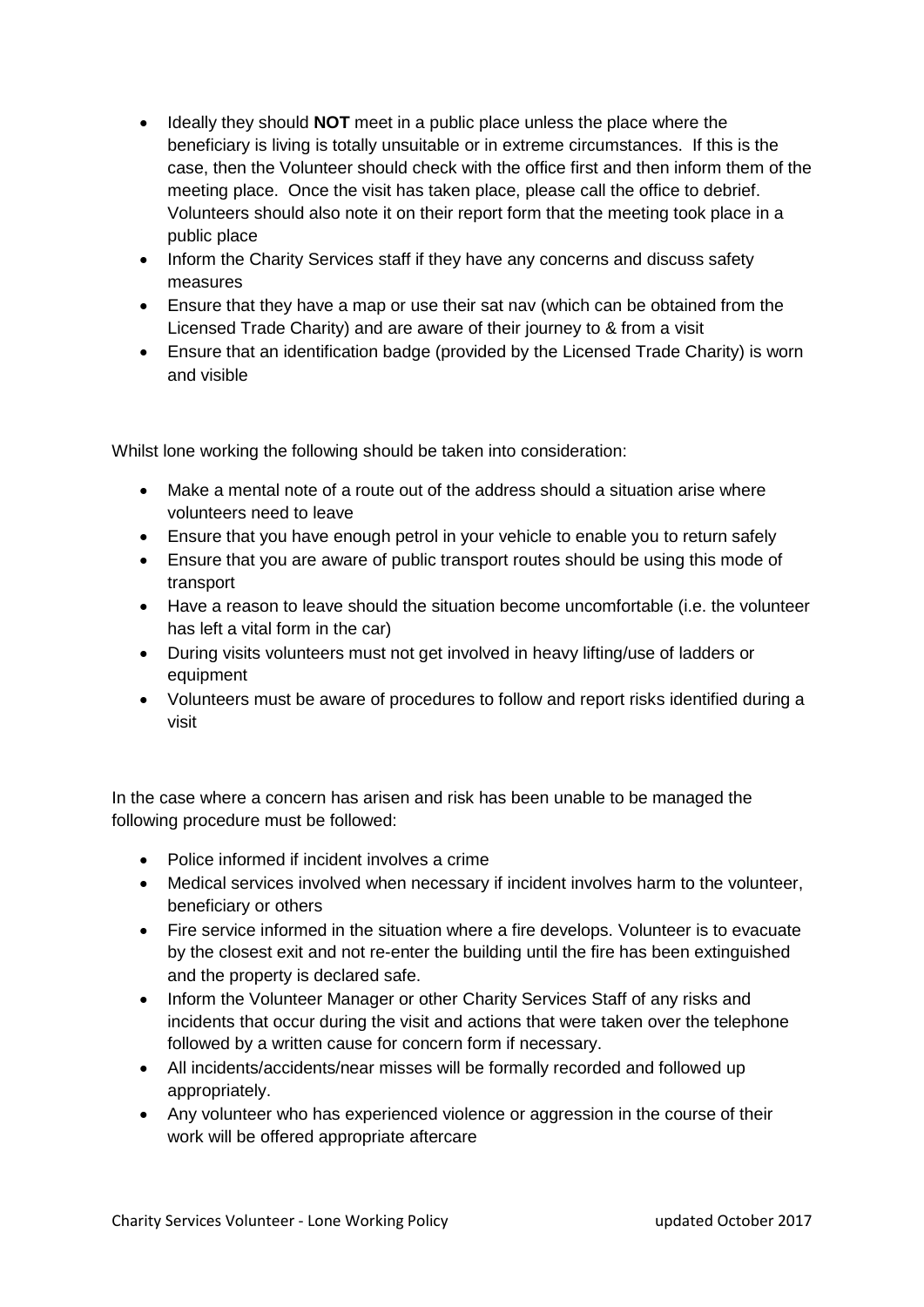- Ideally they should **NOT** meet in a public place unless the place where the beneficiary is living is totally unsuitable or in extreme circumstances. If this is the case, then the Volunteer should check with the office first and then inform them of the meeting place. Once the visit has taken place, please call the office to debrief. Volunteers should also note it on their report form that the meeting took place in a public place
- Inform the Charity Services staff if they have any concerns and discuss safety measures
- Ensure that they have a map or use their sat nav (which can be obtained from the Licensed Trade Charity) and are aware of their journey to & from a visit
- Ensure that an identification badge (provided by the Licensed Trade Charity) is worn and visible

Whilst lone working the following should be taken into consideration:

- Make a mental note of a route out of the address should a situation arise where volunteers need to leave
- Ensure that you have enough petrol in your vehicle to enable you to return safely
- Ensure that you are aware of public transport routes should be using this mode of transport
- Have a reason to leave should the situation become uncomfortable (i.e. the volunteer has left a vital form in the car)
- During visits volunteers must not get involved in heavy lifting/use of ladders or equipment
- Volunteers must be aware of procedures to follow and report risks identified during a visit

In the case where a concern has arisen and risk has been unable to be managed the following procedure must be followed:

- Police informed if incident involves a crime
- Medical services involved when necessary if incident involves harm to the volunteer, beneficiary or others
- Fire service informed in the situation where a fire develops. Volunteer is to evacuate by the closest exit and not re-enter the building until the fire has been extinguished and the property is declared safe.
- Inform the Volunteer Manager or other Charity Services Staff of any risks and incidents that occur during the visit and actions that were taken over the telephone followed by a written cause for concern form if necessary.
- All incidents/accidents/near misses will be formally recorded and followed up appropriately.
- Any volunteer who has experienced violence or aggression in the course of their work will be offered appropriate aftercare